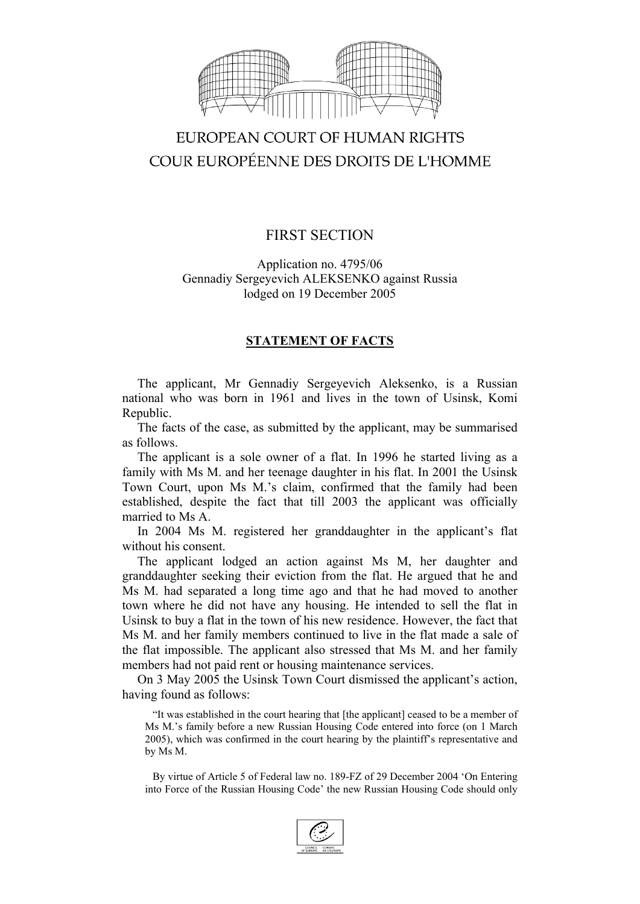# EUROPEAN COURT OF HUMAN RIGHTS
# COUR EUROPÉENNE DES DROITS DE L'HOMME

## FIRST SECTION

Application no. 4795/06
Gennadiy Sergeyevich ALEKSENKO against Russia
lodged on 19 December 2005

### STATEMENT OF FACTS

The applicant, Mr Gennadiy Sergeyevich Aleksenko, is a Russian national who was born in 1961 and lives in the town of Usinsk, Komi Republic.

The facts of the case, as submitted by the applicant, may be summarised as follows.

The applicant is a sole owner of a flat. In 1996 he started living as a family with Ms M. and her teenage daughter in his flat. In 2001 the Usinsk Town Court, upon Ms M.'s claim, confirmed that the family had been established, despite the fact that till 2003 the applicant was officially married to Ms A.

In 2004 Ms M. registered her granddaughter in the applicant's flat without his consent.

The applicant lodged an action against Ms M, her daughter and granddaughter seeking their eviction from the flat. He argued that he and Ms M. had separated a long time ago and that he had moved to another town where he did not have any housing. He intended to sell the flat in Usinsk to buy a flat in the town of his new residence. However, the fact that Ms M. and her family members continued to live in the flat made a sale of the flat impossible. The applicant also stressed that Ms M. and her family members had not paid rent or housing maintenance services.

On 3 May 2005 the Usinsk Town Court dismissed the applicant's action, having found as follows:

> "It was established in the court hearing that [the applicant] ceased to be a member of Ms M.'s family before a new Russian Housing Code entered into force (on 1 March 2005), which was confirmed in the court hearing by the plaintiff's representative and by Ms M.
>
> By virtue of Article 5 of Federal law no. 189-FZ of 29 December 2004 'On Entering into Force of the Russian Housing Code' the new Russian Housing Code should only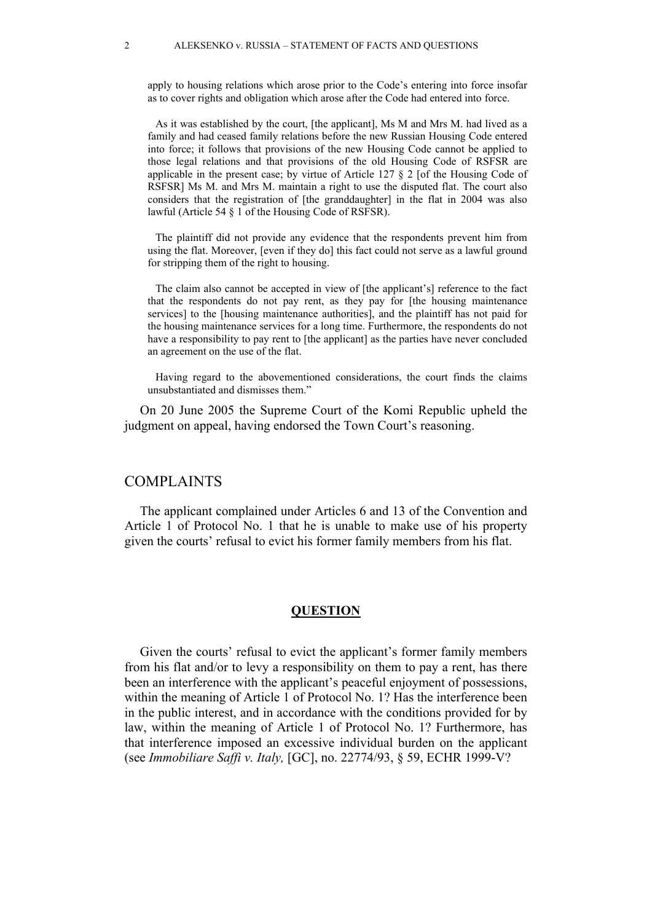apply to housing relations which arose prior to the Code's entering into force insofar as to cover rights and obligation which arose after the Code had entered into force.

As it was established by the court, [the applicant], Ms M and Mrs M. had lived as a family and had ceased family relations before the new Russian Housing Code entered into force; it follows that provisions of the new Housing Code cannot be applied to those legal relations and that provisions of the old Housing Code of RSFSR are applicable in the present case; by virtue of Article 127 § 2 [of the Housing Code of RSFSR] Ms M. and Mrs M. maintain a right to use the disputed flat. The court also considers that the registration of [the granddaughter] in the flat in 2004 was also lawful (Article 54 § 1 of the Housing Code of RSFSR).

The plaintiff did not provide any evidence that the respondents prevent him from using the flat. Moreover, [even if they do] this fact could not serve as a lawful ground for stripping them of the right to housing.

The claim also cannot be accepted in view of [the applicant's] reference to the fact that the respondents do not pay rent, as they pay for [the housing maintenance services] to the [housing maintenance authorities], and the plaintiff has not paid for the housing maintenance services for a long time. Furthermore, the respondents do not have a responsibility to pay rent to [the applicant] as the parties have never concluded an agreement on the use of the flat.

Having regard to the abovementioned considerations, the court finds the claims unsubstantiated and dismisses them."

On 20 June 2005 the Supreme Court of the Komi Republic upheld the judgment on appeal, having endorsed the Town Court's reasoning.

## COMPLAINTS

The applicant complained under Articles 6 and 13 of the Convention and Article 1 of Protocol No. 1 that he is unable to make use of his property given the courts' refusal to evict his former family members from his flat.

## **QUESTION**

Given the courts' refusal to evict the applicant's former family members from his flat and/or to levy a responsibility on them to pay a rent, has there been an interference with the applicant's peaceful enjoyment of possessions, within the meaning of Article 1 of Protocol No. 1? Has the interference been in the public interest, and in accordance with the conditions provided for by law, within the meaning of Article 1 of Protocol No. 1? Furthermore, has that interference imposed an excessive individual burden on the applicant (see *Immobiliare Saffi v. Italy,* [GC], no. 22774/93, § 59, ECHR 1999-V?